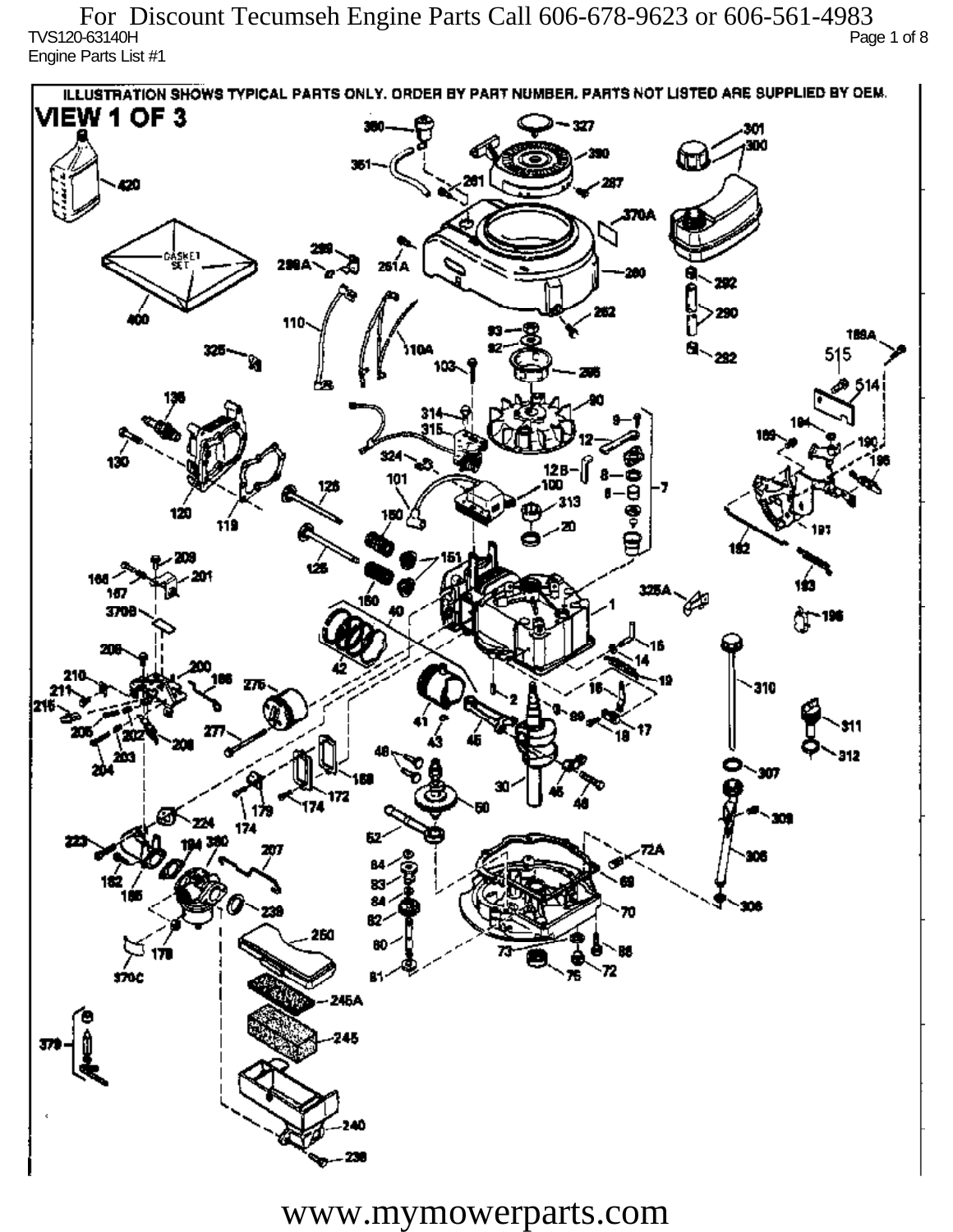For Discount Tecumseh Engine Parts Call 606-678-9623 or 606-561-4983

TVS120-63140H

Engine Parts List #1

ILLUSTRATION SHOWS TYPICAL PARTS ONLY. ORDER BY PART NUMBER. PARTS NOT LISTED ARE SUPPLIED BY OEM.

# VIEW 1 OF 3

www.mymowerparts.com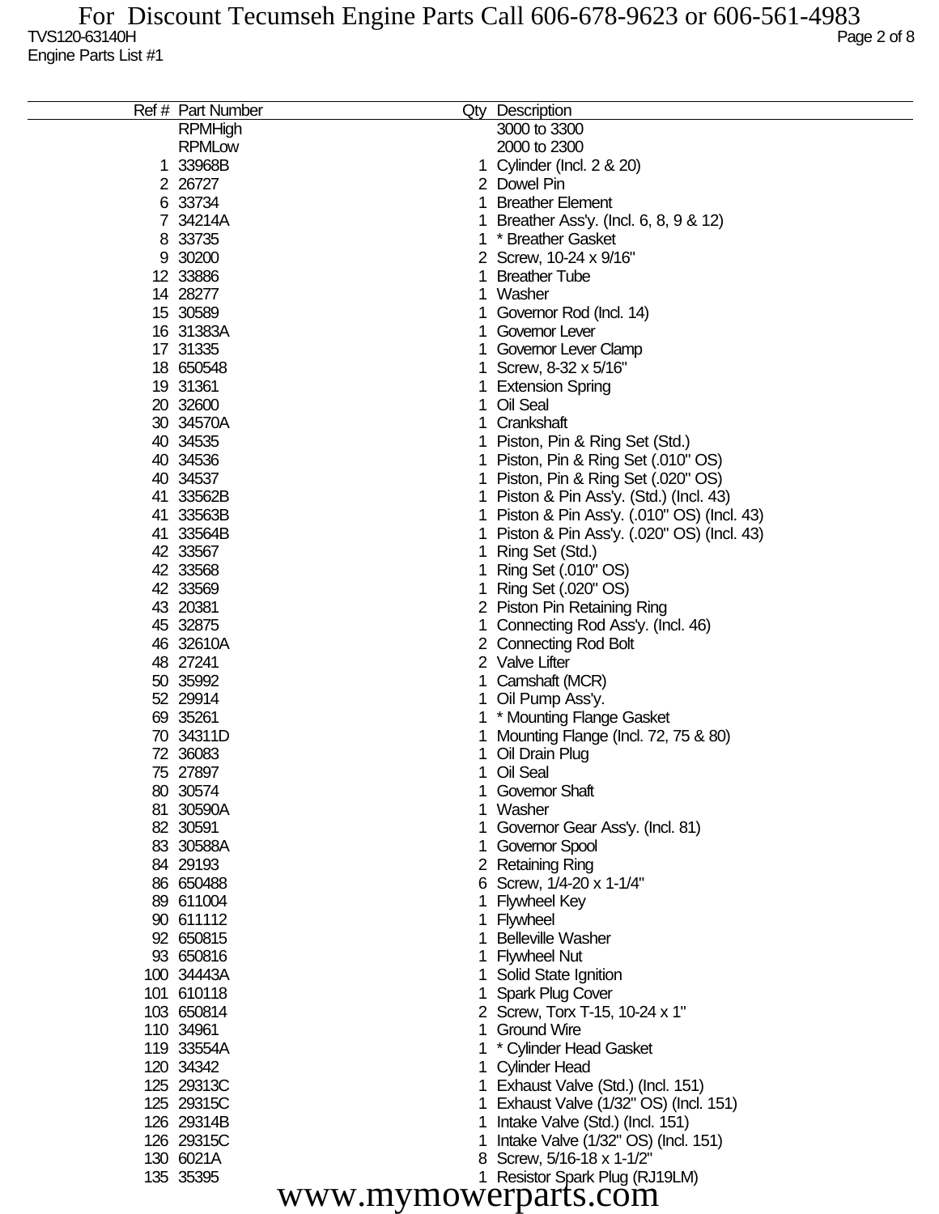| Ref # | Part Number | Qty | Description |
|---|---|---|---|
| | RPMHigh | | 3000 to 3300 |
| | RPMLow | | 2000 to 2300 |
| 1 | 33968B | 1 | Cylinder (Incl. 2 & 20) |
| 2 | 26727 | 2 | Dowel Pin |
| 6 | 33734 | 1 | Breather Element |
| 7 | 34214A | 1 | Breather Ass'y. (Incl. 6, 8, 9 & 12) |
| 8 | 33735 | 1 | * Breather Gasket |
| 9 | 30200 | 2 | Screw, 10-24 x 9/16" |
| 12 | 33886 | 1 | Breather Tube |
| 14 | 28277 | 1 | Washer |
| 15 | 30589 | 1 | Governor Rod (Incl. 14) |
| 16 | 31383A | 1 | Governor Lever |
| 17 | 31335 | 1 | Governor Lever Clamp |
| 18 | 650548 | 1 | Screw, 8-32 x 5/16" |
| 19 | 31361 | 1 | Extension Spring |
| 20 | 32600 | 1 | Oil Seal |
| 30 | 34570A | 1 | Crankshaft |
| 40 | 34535 | 1 | Piston, Pin & Ring Set (Std.) |
| 40 | 34536 | 1 | Piston, Pin & Ring Set (.010" OS) |
| 40 | 34537 | 1 | Piston, Pin & Ring Set (.020" OS) |
| 41 | 33562B | 1 | Piston & Pin Ass'y. (Std.) (Incl. 43) |
| 41 | 33563B | 1 | Piston & Pin Ass'y. (.010" OS) (Incl. 43) |
| 41 | 33564B | 1 | Piston & Pin Ass'y. (.020" OS) (Incl. 43) |
| 42 | 33567 | 1 | Ring Set (Std.) |
| 42 | 33568 | 1 | Ring Set (.010" OS) |
| 42 | 33569 | 1 | Ring Set (.020" OS) |
| 43 | 20381 | 2 | Piston Pin Retaining Ring |
| 45 | 32875 | 1 | Connecting Rod Ass'y. (Incl. 46) |
| 46 | 32610A | 2 | Connecting Rod Bolt |
| 48 | 27241 | 2 | Valve Lifter |
| 50 | 35992 | 1 | Camshaft (MCR) |
| 52 | 29914 | 1 | Oil Pump Ass'y. |
| 69 | 35261 | 1 | * Mounting Flange Gasket |
| 70 | 34311D | 1 | Mounting Flange (Incl. 72, 75 & 80) |
| 72 | 36083 | 1 | Oil Drain Plug |
| 75 | 27897 | 1 | Oil Seal |
| 80 | 30574 | 1 | Governor Shaft |
| 81 | 30590A | 1 | Washer |
| 82 | 30591 | 1 | Governor Gear Ass'y. (Incl. 81) |
| 83 | 30588A | 1 | Governor Spool |
| 84 | 29193 | 2 | Retaining Ring |
| 86 | 650488 | 6 | Screw, 1/4-20 x 1-1/4" |
| 89 | 611004 | 1 | Flywheel Key |
| 90 | 611112 | 1 | Flywheel |
| 92 | 650815 | 1 | Belleville Washer |
| 93 | 650816 | 1 | Flywheel Nut |
| 100 | 34443A | 1 | Solid State Ignition |
| 101 | 610118 | 1 | Spark Plug Cover |
| 103 | 650814 | 2 | Screw, Torx T-15, 10-24 x 1" |
| 110 | 34961 | 1 | Ground Wire |
| 119 | 33554A | 1 | * Cylinder Head Gasket |
| 120 | 34342 | 1 | Cylinder Head |
| 125 | 29313C | 1 | Exhaust Valve (Std.) (Incl. 151) |
| 125 | 29315C | 1 | Exhaust Valve (1/32" OS) (Incl. 151) |
| 126 | 29314B | 1 | Intake Valve (Std.) (Incl. 151) |
| 126 | 29315C | 1 | Intake Valve (1/32" OS) (Incl. 151) |
| 130 | 6021A | 8 | Screw, 5/16-18 x 1-1/2" |
| 135 | 35395 | 1 | Resistor Spark Plug (RJ19LM) |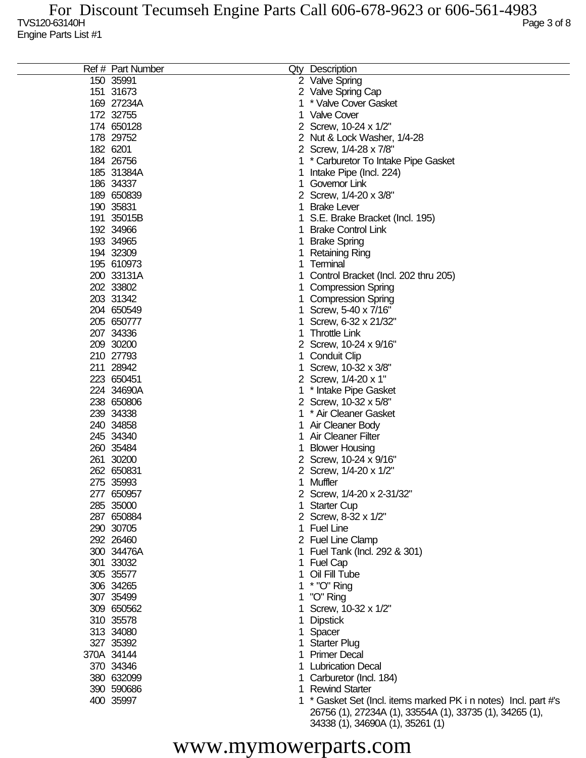| Ref # | Part Number | Qty | Description |
|---|---|---|---|
| 150 | 35991 | 2 | Valve Spring |
| 151 | 31673 | 2 | Valve Spring Cap |
| 169 | 27234A | 1 | * Valve Cover Gasket |
| 172 | 32755 | 1 | Valve Cover |
| 174 | 650128 | 2 | Screw, 10-24 x 1/2" |
| 178 | 29752 | 2 | Nut & Lock Washer, 1/4-28 |
| 182 | 6201 | 2 | Screw, 1/4-28 x 7/8" |
| 184 | 26756 | 1 | * Carburetor To Intake Pipe Gasket |
| 185 | 31384A | 1 | Intake Pipe (Incl. 224) |
| 186 | 34337 | 1 | Governor Link |
| 189 | 650839 | 2 | Screw, 1/4-20 x 3/8" |
| 190 | 35831 | 1 | Brake Lever |
| 191 | 35015B | 1 | S.E. Brake Bracket (Incl. 195) |
| 192 | 34966 | 1 | Brake Control Link |
| 193 | 34965 | 1 | Brake Spring |
| 194 | 32309 | 1 | Retaining Ring |
| 195 | 610973 | 1 | Terminal |
| 200 | 33131A | 1 | Control Bracket (Incl. 202 thru 205) |
| 202 | 33802 | 1 | Compression Spring |
| 203 | 31342 | 1 | Compression Spring |
| 204 | 650549 | 1 | Screw, 5-40 x 7/16" |
| 205 | 650777 | 1 | Screw, 6-32 x 21/32" |
| 207 | 34336 | 1 | Throttle Link |
| 209 | 30200 | 2 | Screw, 10-24 x 9/16" |
| 210 | 27793 | 1 | Conduit Clip |
| 211 | 28942 | 1 | Screw, 10-32 x 3/8" |
| 223 | 650451 | 2 | Screw, 1/4-20 x 1" |
| 224 | 34690A | 1 | * Intake Pipe Gasket |
| 238 | 650806 | 2 | Screw, 10-32 x 5/8" |
| 239 | 34338 | 1 | * Air Cleaner Gasket |
| 240 | 34858 | 1 | Air Cleaner Body |
| 245 | 34340 | 1 | Air Cleaner Filter |
| 260 | 35484 | 1 | Blower Housing |
| 261 | 30200 | 2 | Screw, 10-24 x 9/16" |
| 262 | 650831 | 2 | Screw, 1/4-20 x 1/2" |
| 275 | 35993 | 1 | Muffler |
| 277 | 650957 | 2 | Screw, 1/4-20 x 2-31/32" |
| 285 | 35000 | 1 | Starter Cup |
| 287 | 650884 | 2 | Screw, 8-32 x 1/2" |
| 290 | 30705 | 1 | Fuel Line |
| 292 | 26460 | 2 | Fuel Line Clamp |
| 300 | 34476A | 1 | Fuel Tank (Incl. 292 & 301) |
| 301 | 33032 | 1 | Fuel Cap |
| 305 | 35577 | 1 | Oil Fill Tube |
| 306 | 34265 | 1 | * "O" Ring |
| 307 | 35499 | 1 | "O" Ring |
| 309 | 650562 | 1 | Screw, 10-32 x 1/2" |
| 310 | 35578 | 1 | Dipstick |
| 313 | 34080 | 1 | Spacer |
| 327 | 35392 | 1 | Starter Plug |
| 370A | 34144 | 1 | Primer Decal |
| 370 | 34346 | 1 | Lubrication Decal |
| 380 | 632099 | 1 | Carburetor (Incl. 184) |
| 390 | 590686 | 1 | Rewind Starter |
| 400 | 35997 | 1 | * Gasket Set (Incl. items marked PK i n notes) Incl. part #'s 26756 (1), 27234A (1), 33554A (1), 33735 (1), 34265 (1), 34338 (1), 34690A (1), 35261 (1) |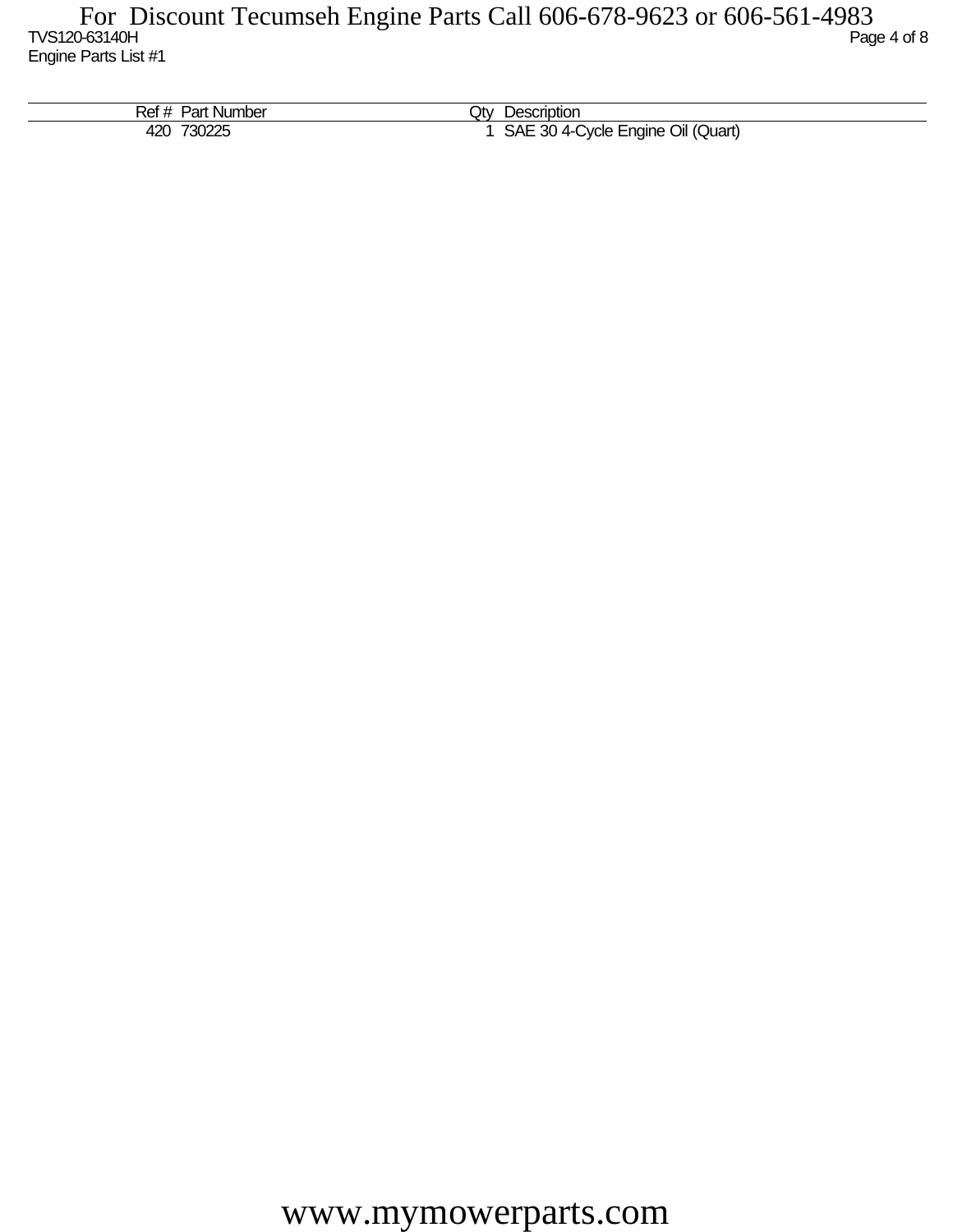| Ref # | Part Number | Qty | Description |
|---|---|---|---|
| 420 | 730225 | 1 | SAE 30 4-Cycle Engine Oil (Quart) |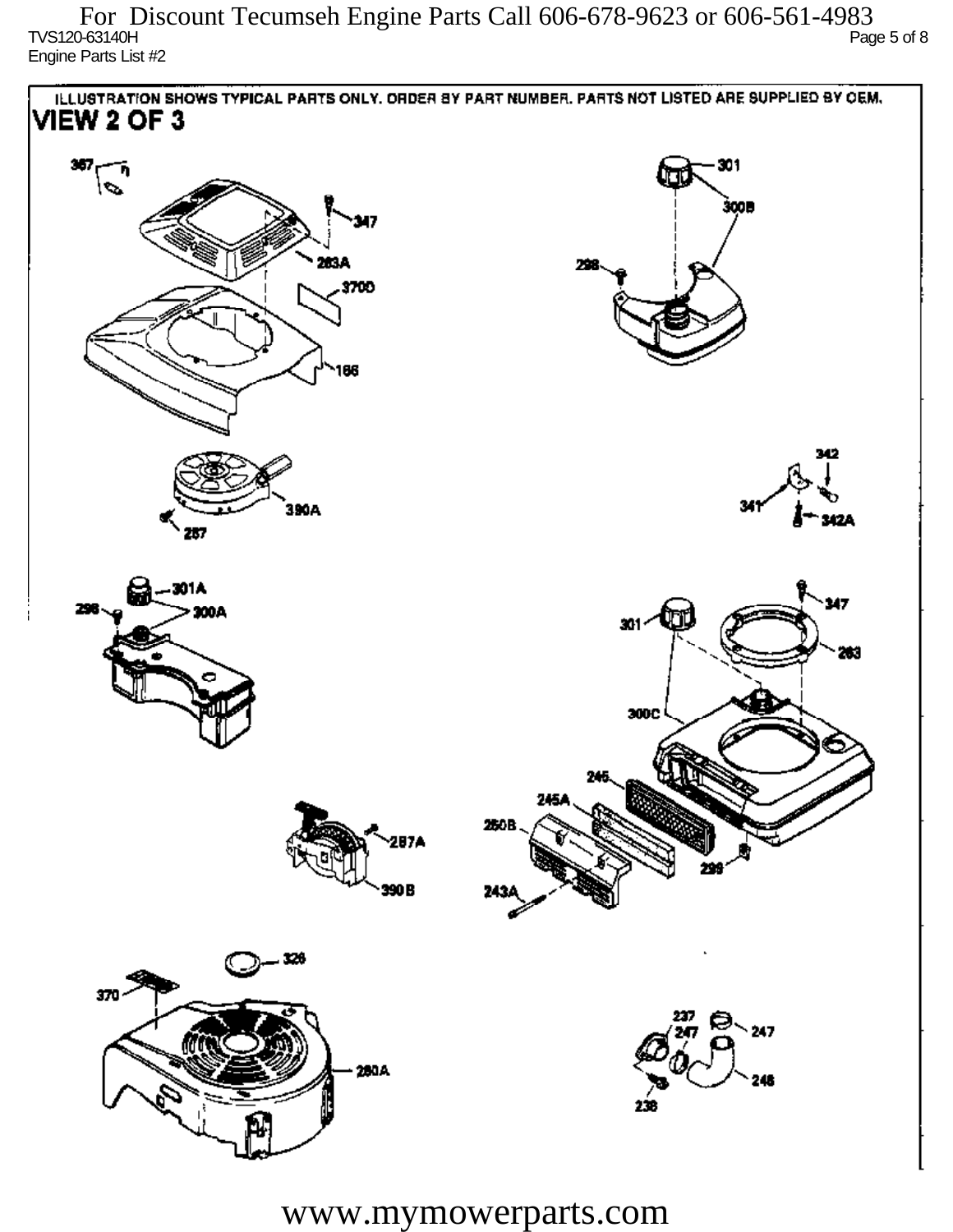For Discount Tecumseh Engine Parts Call 606-678-9623 or 606-561-4983

TVS120-63140H

Engine Parts List #2

ILLUSTRATION SHOWS TYPICAL PARTS ONLY. ORDER BY PART NUMBER. PARTS NOT LISTED ARE SUPPLIED BY OEM.

## VIEW 2 OF 3

367, 347, 283A, 370D, 166, 301, 300B, 298, 390A, 287, 342, 341, 342A, 301A, 298, 300A, 347, 301, 283, 300C, 246, 245A, 250B, 299, 243A, 287A, 390B, 326, 370, 280A, 237, 247, 247, 248, 238

www.mymowerparts.com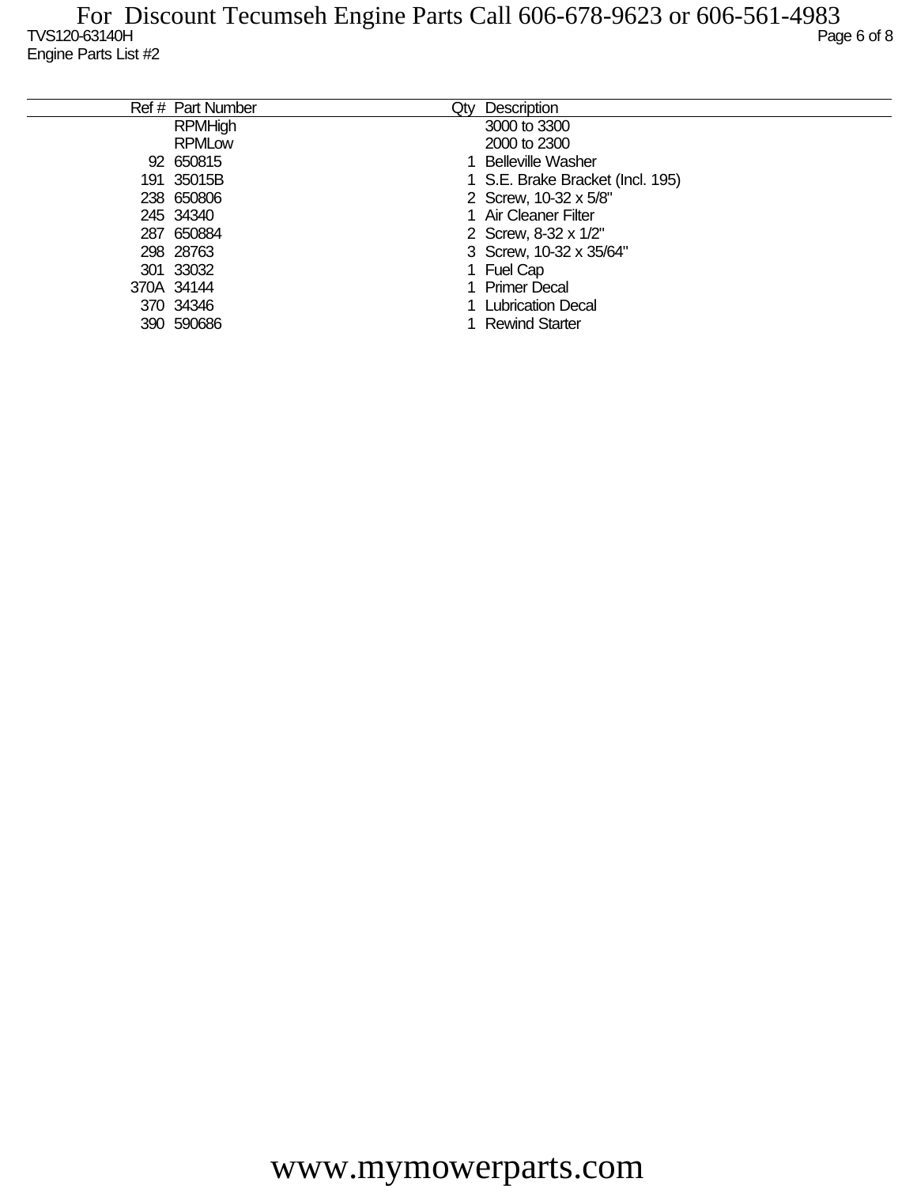| Ref # | Part Number | Qty | Description |
|---|---|---|---|
| | RPMHigh | | 3000 to 3300 |
| | RPMLow | | 2000 to 2300 |
| 92 | 650815 | 1 | Belleville Washer |
| 191 | 35015B | 1 | S.E. Brake Bracket (Incl. 195) |
| 238 | 650806 | 2 | Screw, 10-32 x 5/8" |
| 245 | 34340 | 1 | Air Cleaner Filter |
| 287 | 650884 | 2 | Screw, 8-32 x 1/2" |
| 298 | 28763 | 3 | Screw, 10-32 x 35/64" |
| 301 | 33032 | 1 | Fuel Cap |
| 370A | 34144 | 1 | Primer Decal |
| 370 | 34346 | 1 | Lubrication Decal |
| 390 | 590686 | 1 | Rewind Starter |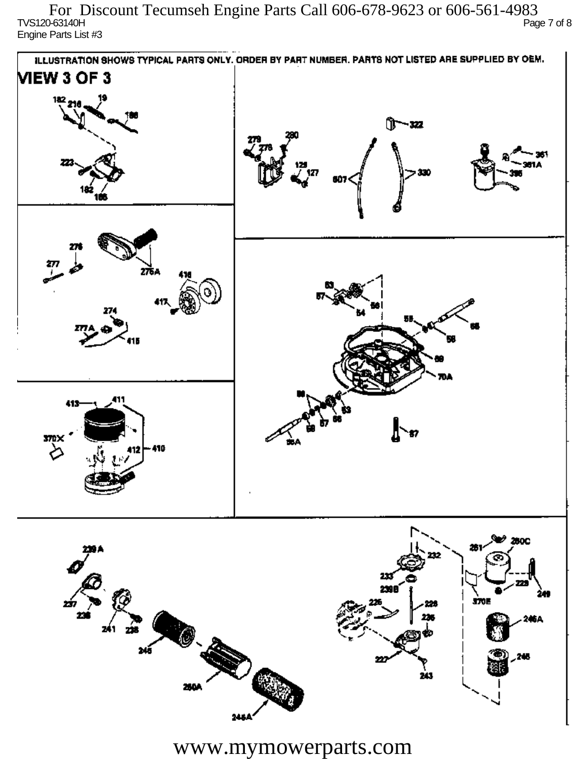ILLUSTRATION SHOWS TYPICAL PARTS ONLY. ORDER BY PART NUMBER. PARTS NOT LISTED ARE SUPPLIED BY OEM.

# VIEW 3 OF 3

182 216 19 186 223 182 185

279 276 280 125 127 607 330 322 361 361A 395

276 277 275A 416 417 274 277A 415

63 57 54 56 55 68 58 69 70A 56 53 58 57 66 55A 87

413 411 370X 412 410

239A 237 238 241 235 245 250A 246A

232 233 239B 226 228 235 227 243 261 250C 370E 229 249 246A 246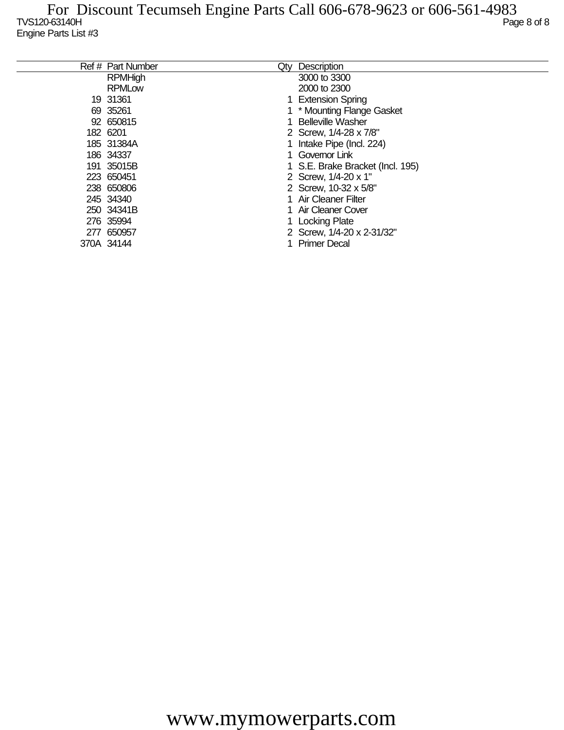TVS120-63140H

Engine Parts List #3

| Ref # | Part Number | Qty | Description |
|---|---|---|---|
| | RPMHigh | | 3000 to 3300 |
| | RPMLow | | 2000 to 2300 |
| 19 | 31361 | 1 | Extension Spring |
| 69 | 35261 | 1 | * Mounting Flange Gasket |
| 92 | 650815 | 1 | Belleville Washer |
| 182 | 6201 | 2 | Screw, 1/4-28 x 7/8" |
| 185 | 31384A | 1 | Intake Pipe (Incl. 224) |
| 186 | 34337 | 1 | Governor Link |
| 191 | 35015B | 1 | S.E. Brake Bracket (Incl. 195) |
| 223 | 650451 | 2 | Screw, 1/4-20 x 1" |
| 238 | 650806 | 2 | Screw, 10-32 x 5/8" |
| 245 | 34340 | 1 | Air Cleaner Filter |
| 250 | 34341B | 1 | Air Cleaner Cover |
| 276 | 35994 | 1 | Locking Plate |
| 277 | 650957 | 2 | Screw, 1/4-20 x 2-31/32" |
| 370A | 34144 | 1 | Primer Decal |